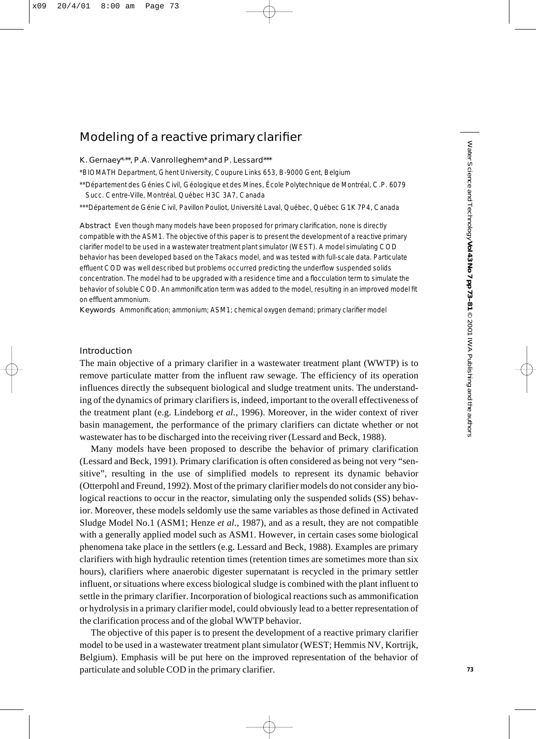# Modeling of a reactive primary clarifier

**K. Gernaey\*,\*\*, P.A. Vanrolleghem\* and P. Lessard\*\*\***

\*BIOMATH Department, Ghent University, Coupure Links 653, B-9000 Gent, Belgium

\*\*Département des Génies Civil, Géologique et des Mines, École Polytechnique de Montréal, C.P. 6079 Succ. Centre-Ville, Montréal, Québec H3C 3A7, Canada

\*\*\*Département de Génie Civil, Pavillon Pouliot, Université Laval, Québec, Québec G1K 7P4, Canada

**Abstract** Even though many models have been proposed for primary clarification, none is directly compatible with the ASM1. The objective of this paper is to present the development of a reactive primary clarifier model to be used in a wastewater treatment plant simulator (WEST). A model simulating COD behavior has been developed based on the Takacs model, and was tested with full-scale data. Particulate effluent COD was well described but problems occurred predicting the underflow suspended solids concentration. The model had to be upgraded with a residence time and a flocculation term to simulate the behavior of soluble COD. An ammonification term was added to the model, resulting in an improved model fit on effluent ammonium.

**Keywords** Ammonification; ammonium; ASM1; chemical oxygen demand; primary clarifier model

## Introduction

The main objective of a primary clarifier in a wastewater treatment plant (WWTP) is to remove particulate matter from the influent raw sewage. The efficiency of its operation influences directly the subsequent biological and sludge treatment units. The understanding of the dynamics of primary clarifiers is, indeed, important to the overall effectiveness of the treatment plant (e.g. Lindeborg *et al.*, 1996). Moreover, in the wider context of river basin management, the performance of the primary clarifiers can dictate whether or not wastewater has to be discharged into the receiving river (Lessard and Beck, 1988).

Many models have been proposed to describe the behavior of primary clarification (Lessard and Beck, 1991). Primary clarification is often considered as being not very "sensitive", resulting in the use of simplified models to represent its dynamic behavior (Otterpohl and Freund, 1992). Most of the primary clarifier models do not consider any biological reactions to occur in the reactor, simulating only the suspended solids (SS) behavior. Moreover, these models seldomly use the same variables as those defined in Activated Sludge Model No.1 (ASM1; Henze *et al.*, 1987), and as a result, they are not compatible with a generally applied model such as ASM1. However, in certain cases some biological phenomena take place in the settlers (e.g. Lessard and Beck, 1988). Examples are primary clarifiers with high hydraulic retention times (retention times are sometimes more than six hours), clarifiers where anaerobic digester supernatant is recycled in the primary settler influent, or situations where excess biological sludge is combined with the plant influent to settle in the primary clarifier. Incorporation of biological reactions such as ammonification or hydrolysis in a primary clarifier model, could obviously lead to a better representation of the clarification process and of the global WWTP behavior.

The objective of this paper is to present the development of a reactive primary clarifier model to be used in a wastewater treatment plant simulator (WEST; Hemmis NV, Kortrijk, Belgium). Emphasis will be put here on the improved representation of the behavior of particulate and soluble COD in the primary clarifier.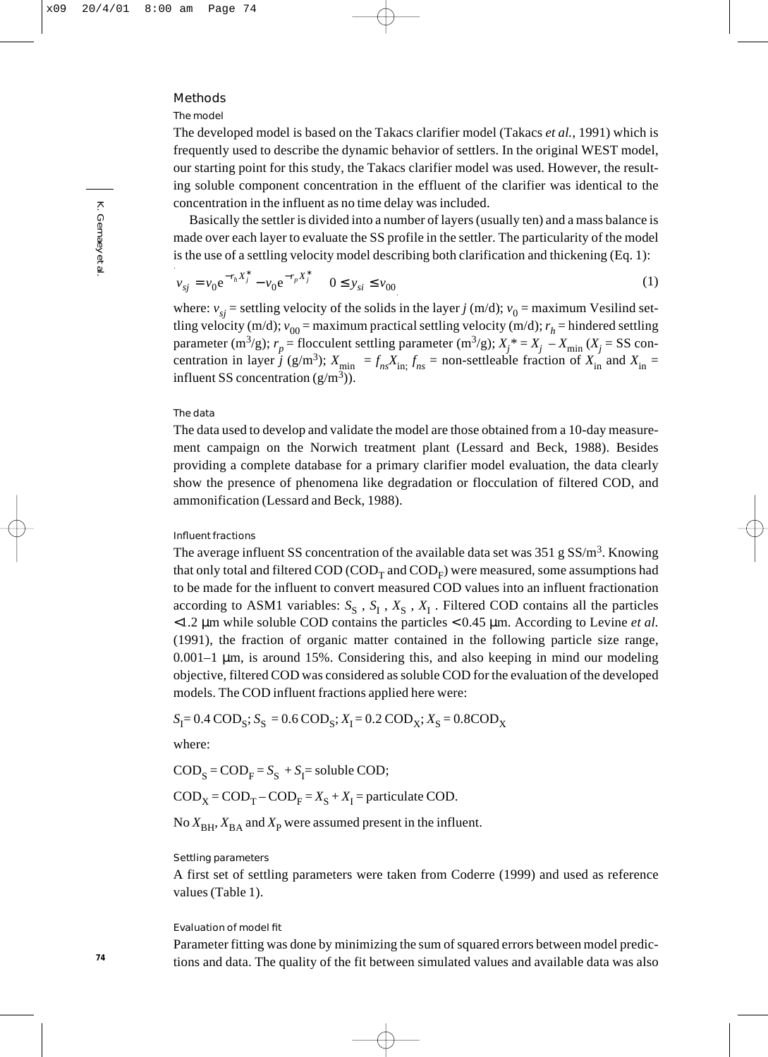## Methods

### The model

The developed model is based on the Takacs clarifier model (Takacs *et al.*, 1991) which is frequently used to describe the dynamic behavior of settlers. In the original WEST model, our starting point for this study, the Takacs clarifier model was used. However, the resulting soluble component concentration in the effluent of the clarifier was identical to the concentration in the influent as no time delay was included.

Basically the settler is divided into a number of layers (usually ten) and a mass balance is made over each layer to evaluate the SS profile in the settler. The particularity of the model is the use of a settling velocity model describing both clarification and thickening (Eq. 1):

$$v_{sj} = v_0 e^{-r_h X_j^*} - v_0 e^{-r_p X_j^*} \quad 0 \le v_{si} \le v_{00} \tag{1}$$

where: $v_{sj}$ = settling velocity of the solids in the layer $j$ (m/d); $v_0$ = maximum Vesilind settling velocity (m/d); $v_{00}$ = maximum practical settling velocity (m/d); $r_h$ = hindered settling parameter (m$^3$/g); $r_p$ = flocculent settling parameter (m$^3$/g); $X_j^* = X_j - X_{min}$ ($X_j$ = SS concentration in layer $j$ (g/m$^3$); $X_{min} = f_{ns} X_{in}$; $f_{ns}$ = non-settleable fraction of $X_{in}$ and $X_{in}$ = influent SS concentration (g/m$^3$)).

### The data

The data used to develop and validate the model are those obtained from a 10-day measurement campaign on the Norwich treatment plant (Lessard and Beck, 1988). Besides providing a complete database for a primary clarifier model evaluation, the data clearly show the presence of phenomena like degradation or flocculation of filtered COD, and ammonification (Lessard and Beck, 1988).

### Influent fractions

The average influent SS concentration of the available data set was 351 g SS/m$^3$. Knowing that only total and filtered COD ($COD_T$ and $COD_F$) were measured, some assumptions had to be made for the influent to convert measured COD values into an influent fractionation according to ASM1 variables: $S_S$ , $S_I$ , $X_S$ , $X_I$ . Filtered COD contains all the particles <1.2 µm while soluble COD contains the particles < 0.45 µm. According to Levine *et al.* (1991), the fraction of organic matter contained in the following particle size range, 0.001–1 µm, is around 15%. Considering this, and also keeping in mind our modeling objective, filtered COD was considered as soluble COD for the evaluation of the developed models. The COD influent fractions applied here were:

$S_I = 0.4\,COD_S$; $S_S = 0.6\,COD_S$; $X_I = 0.2\,COD_X$; $X_S = 0.8 COD_X$

where:

$COD_S = COD_F = S_S + S_I$ = soluble COD;

$COD_X = COD_T - COD_F = X_S + X_I$ = particulate COD.

No $X_{BH}$, $X_{BA}$ and $X_P$ were assumed present in the influent.

### Settling parameters

A first set of settling parameters were taken from Coderre (1999) and used as reference values (Table 1).

### Evaluation of model fit

Parameter fitting was done by minimizing the sum of squared errors between model predictions and data. The quality of the fit between simulated values and available data was also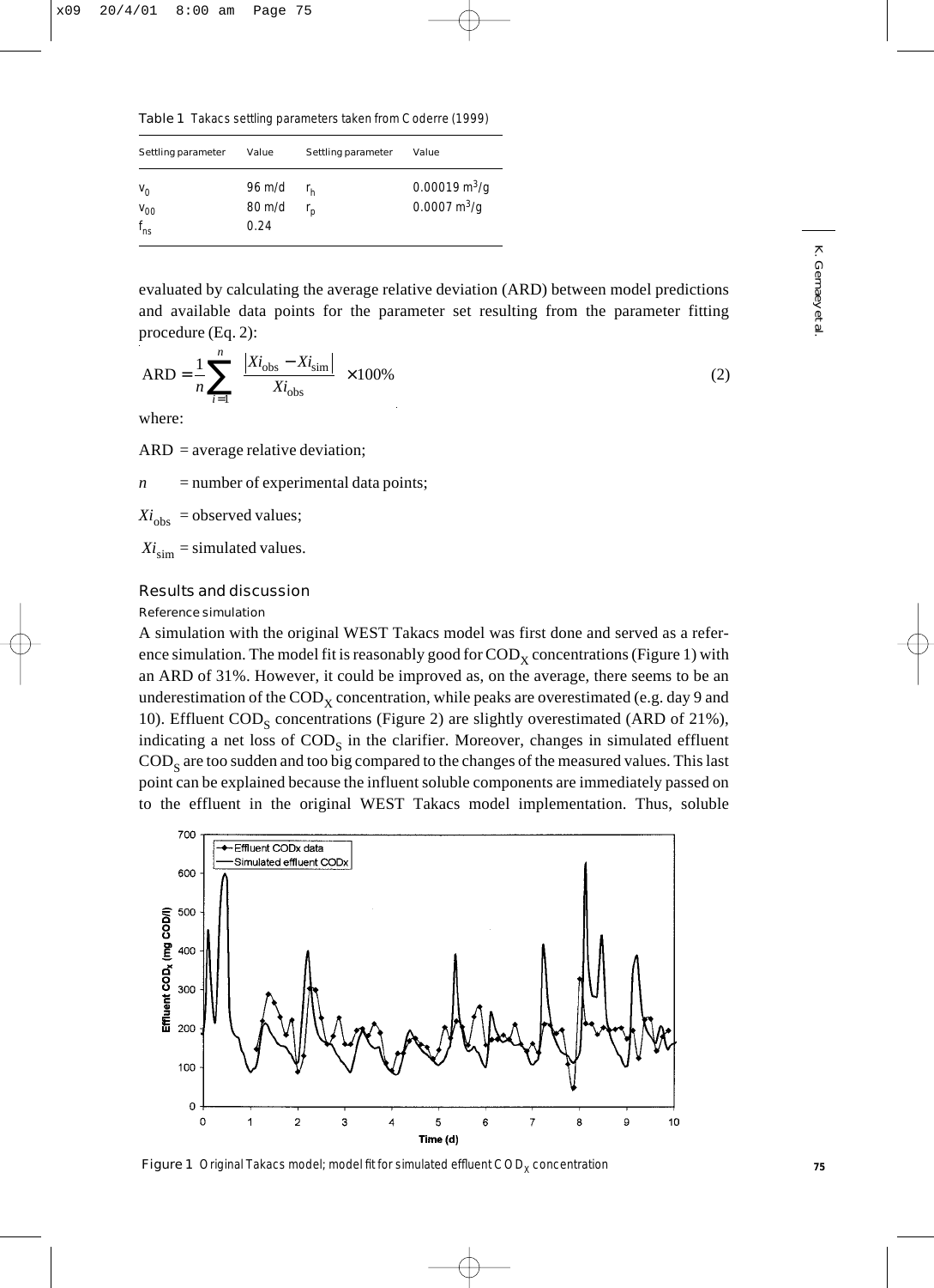**Table 1** Takacs settling parameters taken from Coderre (1999)

| Settling parameter | Value | Settling parameter | Value |
|---|---|---|---|
| $v_0$ | 96 m/d | $r_h$ | 0.00019 $m^3/g$ |
| $v_{00}$ | 80 m/d | $r_p$ | 0.0007 $m^3/g$ |
| $f_{ns}$ | 0.24 | | |

evaluated by calculating the average relative deviation (ARD) between model predictions and available data points for the parameter set resulting from the parameter fitting procedure (Eq. 2):

$$\text{ARD} = \frac{1}{n}\sum_{i=1}^{n} \frac{\left|Xi_{\text{obs}} - Xi_{\text{sim}}\right|}{Xi_{\text{obs}}} \times 100\% \tag{2}$$

where:

ARD = average relative deviation;

$n$ = number of experimental data points;

$Xi_{\text{obs}}$ = observed values;

$Xi_{\text{sim}}$ = simulated values.

## Results and discussion

### Reference simulation

A simulation with the original WEST Takacs model was first done and served as a reference simulation. The model fit is reasonably good for $COD_X$ concentrations (Figure 1) with an ARD of 31%. However, it could be improved as, on the average, there seems to be an underestimation of the $COD_X$ concentration, while peaks are overestimated (e.g. day 9 and 10). Effluent $COD_S$ concentrations (Figure 2) are slightly overestimated (ARD of 21%), indicating a net loss of $COD_S$ in the clarifier. Moreover, changes in simulated effluent $COD_S$ are too sudden and too big compared to the changes of the measured values. This last point can be explained because the influent soluble components are immediately passed on to the effluent in the original WEST Takacs model implementation. Thus, soluble

**Figure 1** Original Takacs model; model fit for simulated effluent $COD_X$ concentration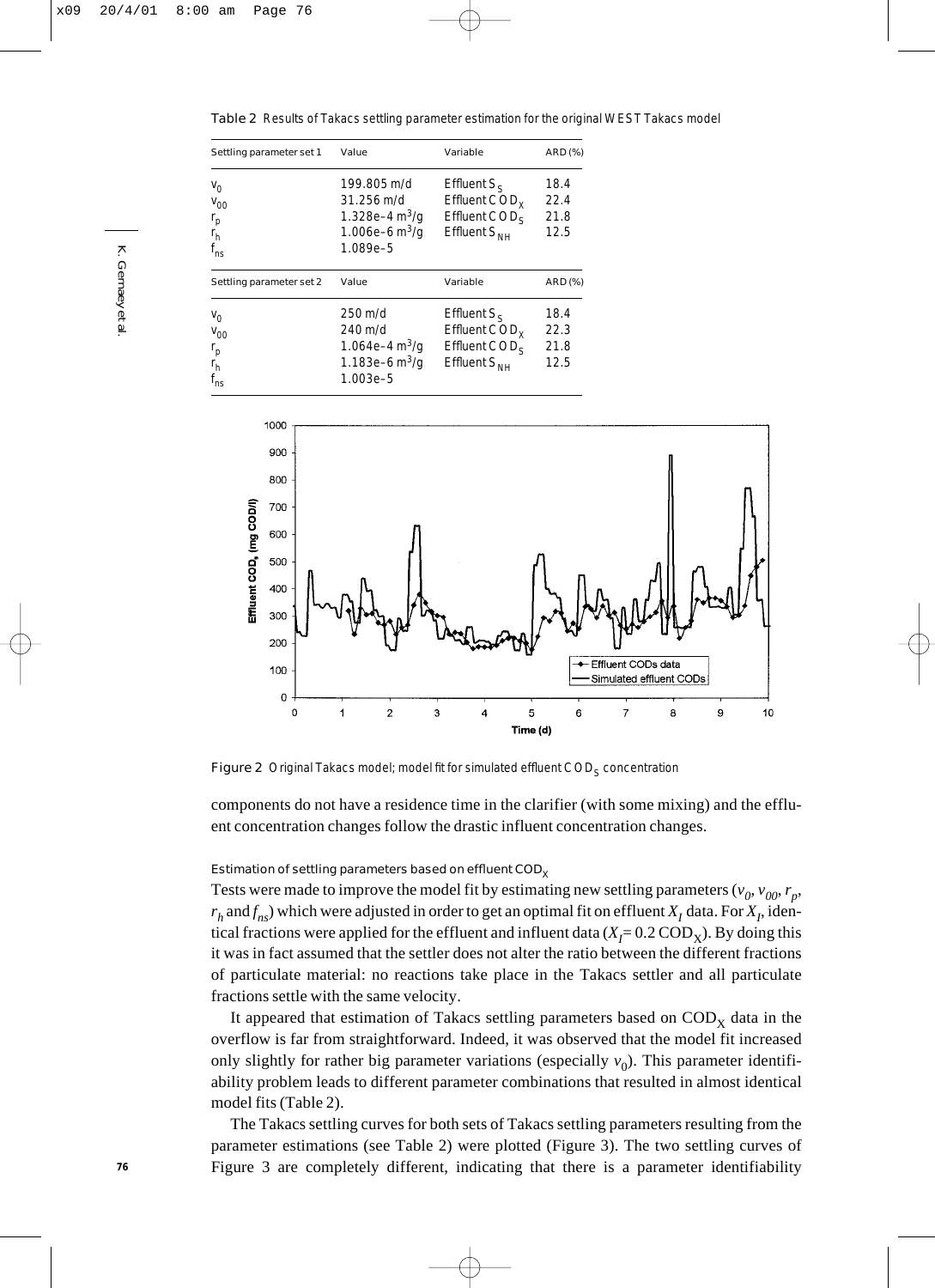**Table 2** Results of Takacs settling parameter estimation for the original WEST Takacs model

| Settling parameter set 1 | Value | Variable | ARD (%) |
|---|---|---|---|
| $v_0$ | 199.805 m/d | Effluent $S_S$ | 18.4 |
| $v_{00}$ | 31.256 m/d | Effluent $COD_X$ | 22.4 |
| $r_p$ | 1.328e–4 $m^3/g$ | Effluent $COD_S$ | 21.8 |
| $r_h$ | 1.006e–6 $m^3/g$ | Effluent $S_{NH}$ | 12.5 |
| $f_{ns}$ | 1.089e–5 | | |
| **Settling parameter set 2** | **Value** | **Variable** | **ARD (%)** |
| $v_0$ | 250 m/d | Effluent $S_S$ | 18.4 |
| $v_{00}$ | 240 m/d | Effluent $COD_X$ | 22.3 |
| $r_p$ | 1.064e–4 $m^3/g$ | Effluent $COD_S$ | 21.8 |
| $r_h$ | 1.183e–6 $m^3/g$ | Effluent $S_{NH}$ | 12.5 |
| $f_{ns}$ | 1.003e–5 | | |

**Figure 2** Original Takacs model; model fit for simulated effluent $COD_S$ concentration

components do not have a residence time in the clarifier (with some mixing) and the effluent concentration changes follow the drastic influent concentration changes.

### Estimation of settling parameters based on effluent $COD_X$

Tests were made to improve the model fit by estimating new settling parameters ($v_0$, $v_{00}$, $r_p$, $r_h$ and $f_{ns}$) which were adjusted in order to get an optimal fit on effluent $X_I$ data. For $X_I$, identical fractions were applied for the effluent and influent data ($X_I = 0.2\ COD_X$). By doing this it was in fact assumed that the settler does not alter the ratio between the different fractions of particulate material: no reactions take place in the Takacs settler and all particulate fractions settle with the same velocity.

It appeared that estimation of Takacs settling parameters based on $COD_X$ data in the overflow is far from straightforward. Indeed, it was observed that the model fit increased only slightly for rather big parameter variations (especially $v_0$). This parameter identifiability problem leads to different parameter combinations that resulted in almost identical model fits (Table 2).

The Takacs settling curves for both sets of Takacs settling parameters resulting from the parameter estimations (see Table 2) were plotted (Figure 3). The two settling curves of Figure 3 are completely different, indicating that there is a parameter identifiability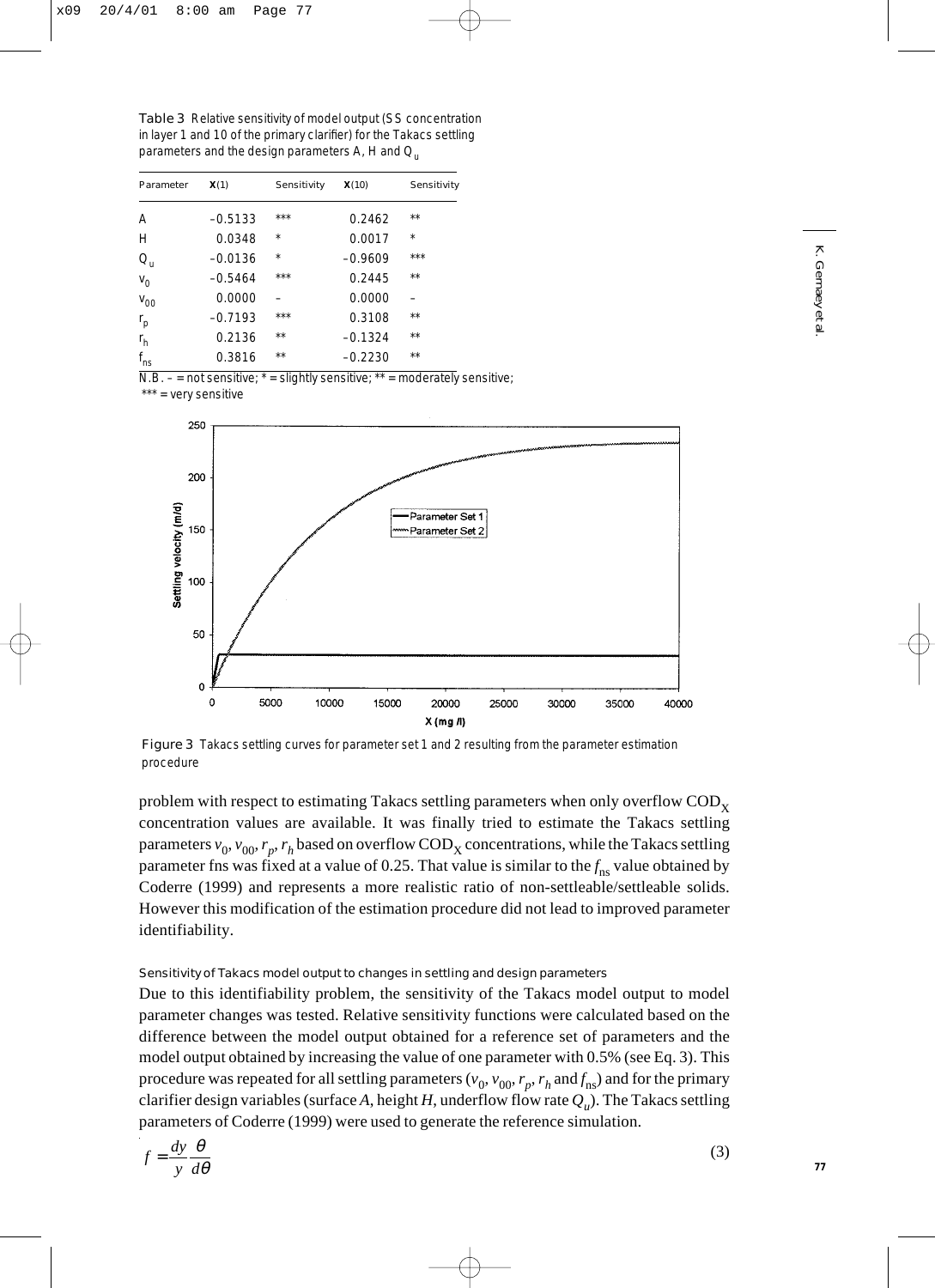Table 3 Relative sensitivity of model output (SS concentration in layer 1 and 10 of the primary clarifier) for the Takacs settling parameters and the design parameters A, H and $Q_u$

| Parameter | **X**(1) | Sensitivity | **X**(10) | Sensitivity |
|---|---|---|---|---|
| A | –0.5133 | *** | 0.2462 | ** |
| H | 0.0348 | * | 0.0017 | * |
| $Q_u$ | –0.0136 | * | –0.9609 | *** |
| $v_0$ | –0.5464 | *** | 0.2445 | ** |
| $v_{00}$ | 0.0000 | – | 0.0000 | – |
| $r_p$ | –0.7193 | *** | 0.3108 | ** |
| $r_h$ | 0.2136 | ** | –0.1324 | ** |
| $f_{ns}$ | 0.3816 | ** | –0.2230 | ** |

N.B. – = not sensitive; * = slightly sensitive; ** = moderately sensitive; *** = very sensitive

Figure 3 Takacs settling curves for parameter set 1 and 2 resulting from the parameter estimation procedure

problem with respect to estimating Takacs settling parameters when only overflow $COD_X$ concentration values are available. It was finally tried to estimate the Takacs settling parameters $v_0$, $v_{00}$, $r_p$, $r_h$ based on overflow $COD_X$ concentrations, while the Takacs settling parameter fns was fixed at a value of 0.25. That value is similar to the $f_{ns}$ value obtained by Coderre (1999) and represents a more realistic ratio of non-settleable/settleable solids. However this modification of the estimation procedure did not lead to improved parameter identifiability.

### Sensitivity of Takacs model output to changes in settling and design parameters

Due to this identifiability problem, the sensitivity of the Takacs model output to model parameter changes was tested. Relative sensitivity functions were calculated based on the difference between the model output obtained for a reference set of parameters and the model output obtained by increasing the value of one parameter with 0.5% (see Eq. 3). This procedure was repeated for all settling parameters ($v_0$, $v_{00}$, $r_p$, $r_h$ and $f_{ns}$) and for the primary clarifier design variables (surface $A$, height $H$, underflow flow rate $Q_u$). The Takacs settling parameters of Coderre (1999) were used to generate the reference simulation.

$$f = \frac{dy}{y}\frac{\theta}{d\theta} \qquad (3)$$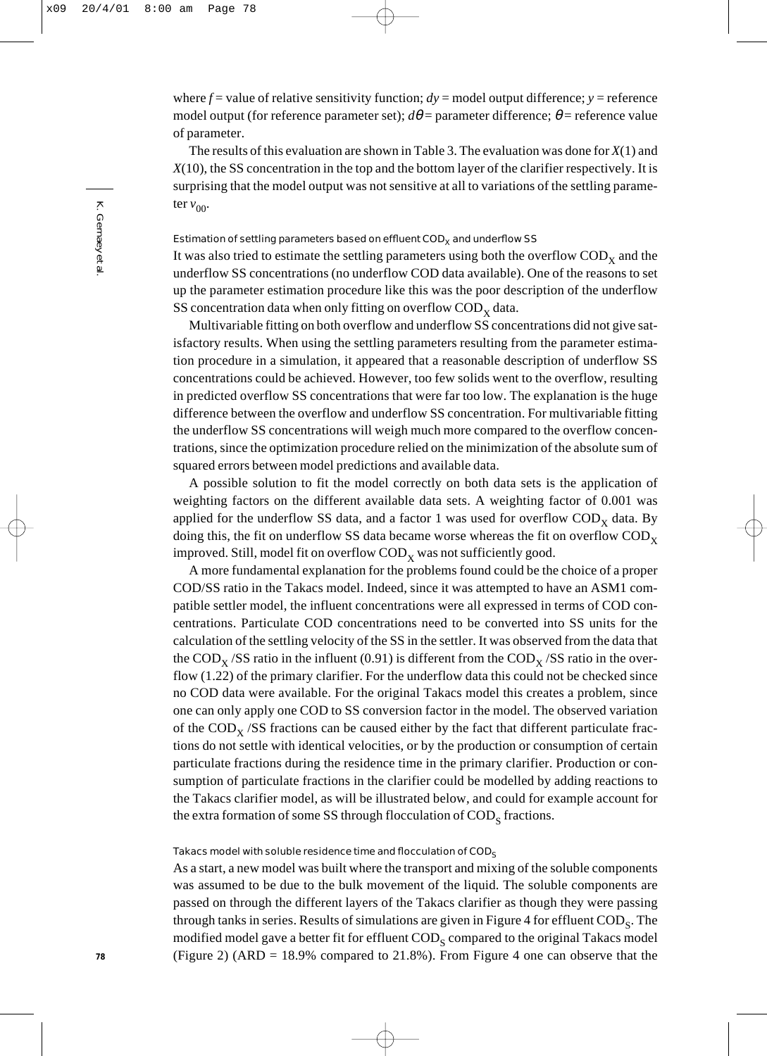where $f$ = value of relative sensitivity function; $dy$ = model output difference; $y$ = reference model output (for reference parameter set); $d\theta$ = parameter difference; $\theta$ = reference value of parameter.

The results of this evaluation are shown in Table 3. The evaluation was done for $X(1)$ and $X(10)$, the SS concentration in the top and the bottom layer of the clarifier respectively. It is surprising that the model output was not sensitive at all to variations of the settling parameter $v_{00}$.

### Estimation of settling parameters based on effluent $COD_X$ and underflow SS

It was also tried to estimate the settling parameters using both the overflow $COD_X$ and the underflow SS concentrations (no underflow COD data available). One of the reasons to set up the parameter estimation procedure like this was the poor description of the underflow SS concentration data when only fitting on overflow $COD_X$ data.

Multivariable fitting on both overflow and underflow SS concentrations did not give satisfactory results. When using the settling parameters resulting from the parameter estimation procedure in a simulation, it appeared that a reasonable description of underflow SS concentrations could be achieved. However, too few solids went to the overflow, resulting in predicted overflow SS concentrations that were far too low. The explanation is the huge difference between the overflow and underflow SS concentration. For multivariable fitting the underflow SS concentrations will weigh much more compared to the overflow concentrations, since the optimization procedure relied on the minimization of the absolute sum of squared errors between model predictions and available data.

A possible solution to fit the model correctly on both data sets is the application of weighting factors on the different available data sets. A weighting factor of 0.001 was applied for the underflow SS data, and a factor 1 was used for overflow $COD_X$ data. By doing this, the fit on underflow SS data became worse whereas the fit on overflow $COD_X$ improved. Still, model fit on overflow $COD_X$ was not sufficiently good.

A more fundamental explanation for the problems found could be the choice of a proper COD/SS ratio in the Takacs model. Indeed, since it was attempted to have an ASM1 compatible settler model, the influent concentrations were all expressed in terms of COD concentrations. Particulate COD concentrations need to be converted into SS units for the calculation of the settling velocity of the SS in the settler. It was observed from the data that the $COD_X$ /SS ratio in the influent (0.91) is different from the $COD_X$ /SS ratio in the overflow (1.22) of the primary clarifier. For the underflow data this could not be checked since no COD data were available. For the original Takacs model this creates a problem, since one can only apply one COD to SS conversion factor in the model. The observed variation of the $COD_X$ /SS fractions can be caused either by the fact that different particulate fractions do not settle with identical velocities, or by the production or consumption of certain particulate fractions during the residence time in the primary clarifier. Production or consumption of particulate fractions in the clarifier could be modelled by adding reactions to the Takacs clarifier model, as will be illustrated below, and could for example account for the extra formation of some SS through flocculation of $COD_S$ fractions.

### Takacs model with soluble residence time and flocculation of $COD_S$

As a start, a new model was built where the transport and mixing of the soluble components was assumed to be due to the bulk movement of the liquid. The soluble components are passed on through the different layers of the Takacs clarifier as though they were passing through tanks in series. Results of simulations are given in Figure 4 for effluent $COD_S$. The modified model gave a better fit for effluent $COD_S$ compared to the original Takacs model (Figure 2) (ARD = 18.9% compared to 21.8%). From Figure 4 one can observe that the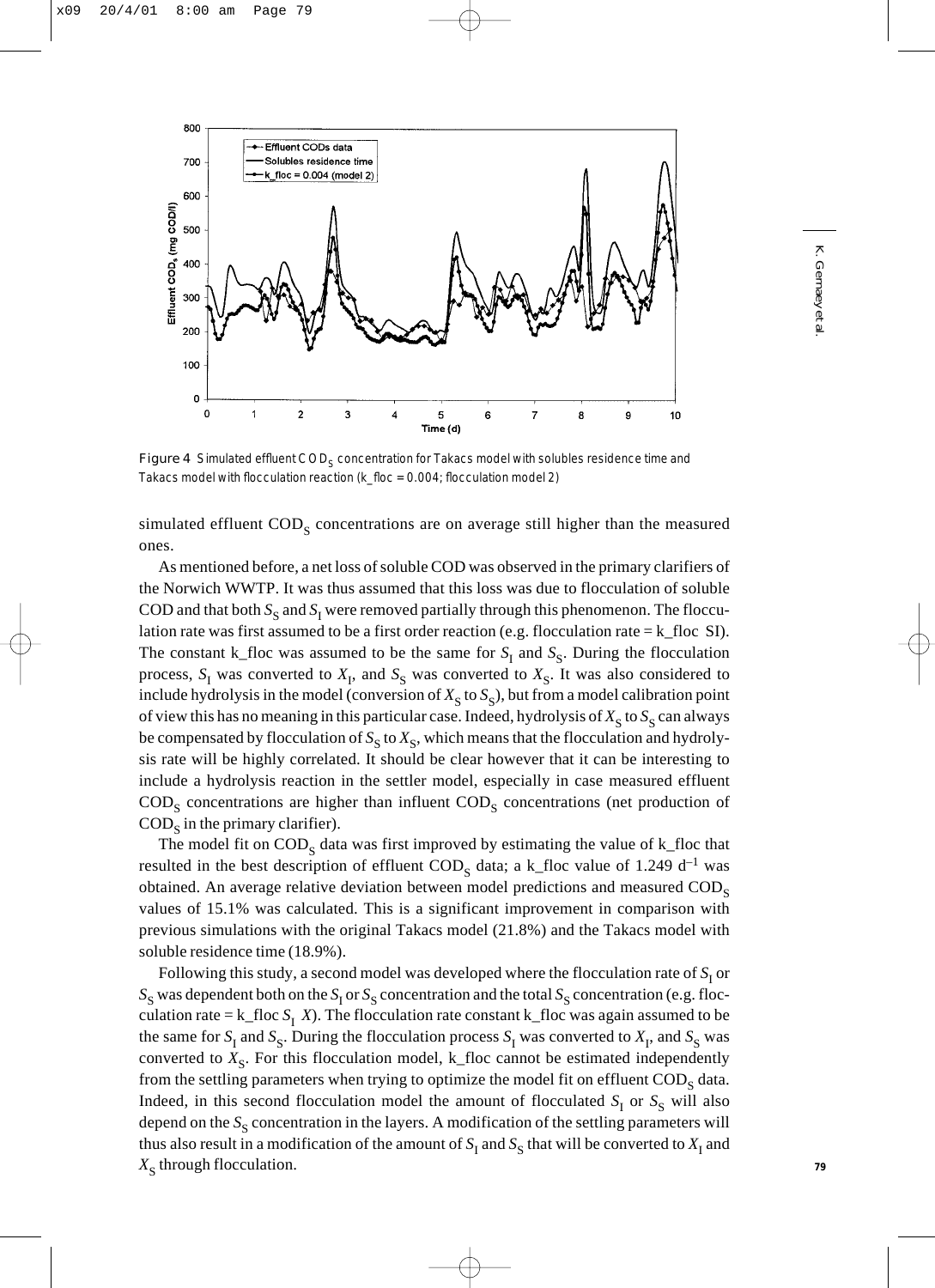Figure 4 Simulated effluent $COD_S$ concentration for Takacs model with solubles residence time and Takacs model with flocculation reaction (k_floc = 0.004; flocculation model 2)

simulated effluent $COD_S$ concentrations are on average still higher than the measured ones.

As mentioned before, a net loss of soluble COD was observed in the primary clarifiers of the Norwich WWTP. It was thus assumed that this loss was due to flocculation of soluble COD and that both $S_S$ and $S_I$ were removed partially through this phenomenon. The flocculation rate was first assumed to be a first order reaction (e.g. flocculation rate = k_floc SI). The constant k_floc was assumed to be the same for $S_I$ and $S_S$. During the flocculation process, $S_I$ was converted to $X_I$, and $S_S$ was converted to $X_S$. It was also considered to include hydrolysis in the model (conversion of $X_S$ to $S_S$), but from a model calibration point of view this has no meaning in this particular case. Indeed, hydrolysis of $X_S$ to $S_S$ can always be compensated by flocculation of $S_S$ to $X_S$, which means that the flocculation and hydrolysis rate will be highly correlated. It should be clear however that it can be interesting to include a hydrolysis reaction in the settler model, especially in case measured effluent $COD_S$ concentrations are higher than influent $COD_S$ concentrations (net production of $COD_S$ in the primary clarifier).

The model fit on $COD_S$ data was first improved by estimating the value of k_floc that resulted in the best description of effluent $COD_S$ data; a k_floc value of 1.249 $d^{-1}$ was obtained. An average relative deviation between model predictions and measured $COD_S$ values of 15.1% was calculated. This is a significant improvement in comparison with previous simulations with the original Takacs model (21.8%) and the Takacs model with soluble residence time (18.9%).

Following this study, a second model was developed where the flocculation rate of $S_I$ or $S_S$ was dependent both on the $S_I$ or $S_S$ concentration and the total $S_S$ concentration (e.g. flocculation rate = k_floc $S_I$ $X$). The flocculation rate constant k_floc was again assumed to be the same for $S_I$ and $S_S$. During the flocculation process $S_I$ was converted to $X_I$, and $S_S$ was converted to $X_S$. For this flocculation model, k_floc cannot be estimated independently from the settling parameters when trying to optimize the model fit on effluent $COD_S$ data. Indeed, in this second flocculation model the amount of flocculated $S_I$ or $S_S$ will also depend on the $S_S$ concentration in the layers. A modification of the settling parameters will thus also result in a modification of the amount of $S_I$ and $S_S$ that will be converted to $X_I$ and $X_S$ through flocculation.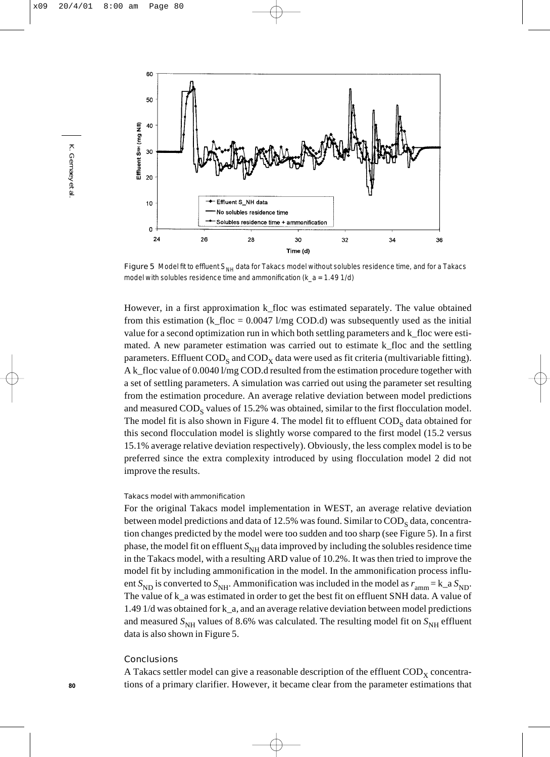Figure 5 Model fit to effluent $S_{NH}$ data for Takacs model without solubles residence time, and for a Takacs model with solubles residence time and ammonification (k_a = 1.49 1/d)

However, in a first approximation k_floc was estimated separately. The value obtained from this estimation (k_floc = 0.0047 l/mg COD.d) was subsequently used as the initial value for a second optimization run in which both settling parameters and k_floc were estimated. A new parameter estimation was carried out to estimate k_floc and the settling parameters. Effluent $COD_S$ and $COD_X$ data were used as fit criteria (multivariable fitting). A k_floc value of 0.0040 l/mg COD.d resulted from the estimation procedure together with a set of settling parameters. A simulation was carried out using the parameter set resulting from the estimation procedure. An average relative deviation between model predictions and measured $COD_S$ values of 15.2% was obtained, similar to the first flocculation model. The model fit is also shown in Figure 4. The model fit to effluent $COD_S$ data obtained for this second flocculation model is slightly worse compared to the first model (15.2 versus 15.1% average relative deviation respectively). Obviously, the less complex model is to be preferred since the extra complexity introduced by using flocculation model 2 did not improve the results.

### Takacs model with ammonification

For the original Takacs model implementation in WEST, an average relative deviation between model predictions and data of 12.5% was found. Similar to $COD_S$ data, concentration changes predicted by the model were too sudden and too sharp (see Figure 5). In a first phase, the model fit on effluent $S_{NH}$ data improved by including the solubles residence time in the Takacs model, with a resulting ARD value of 10.2%. It was then tried to improve the model fit by including ammonification in the model. In the ammonification process influent $S_{ND}$ is converted to $S_{NH}$. Ammonification was included in the model as $r_{amm}$ = k_a $S_{ND}$. The value of k_a was estimated in order to get the best fit on effluent SNH data. A value of 1.49 1/d was obtained for k_a, and an average relative deviation between model predictions and measured $S_{NH}$ values of 8.6% was calculated. The resulting model fit on $S_{NH}$ effluent data is also shown in Figure 5.

## Conclusions

A Takacs settler model can give a reasonable description of the effluent $COD_X$ concentrations of a primary clarifier. However, it became clear from the parameter estimations that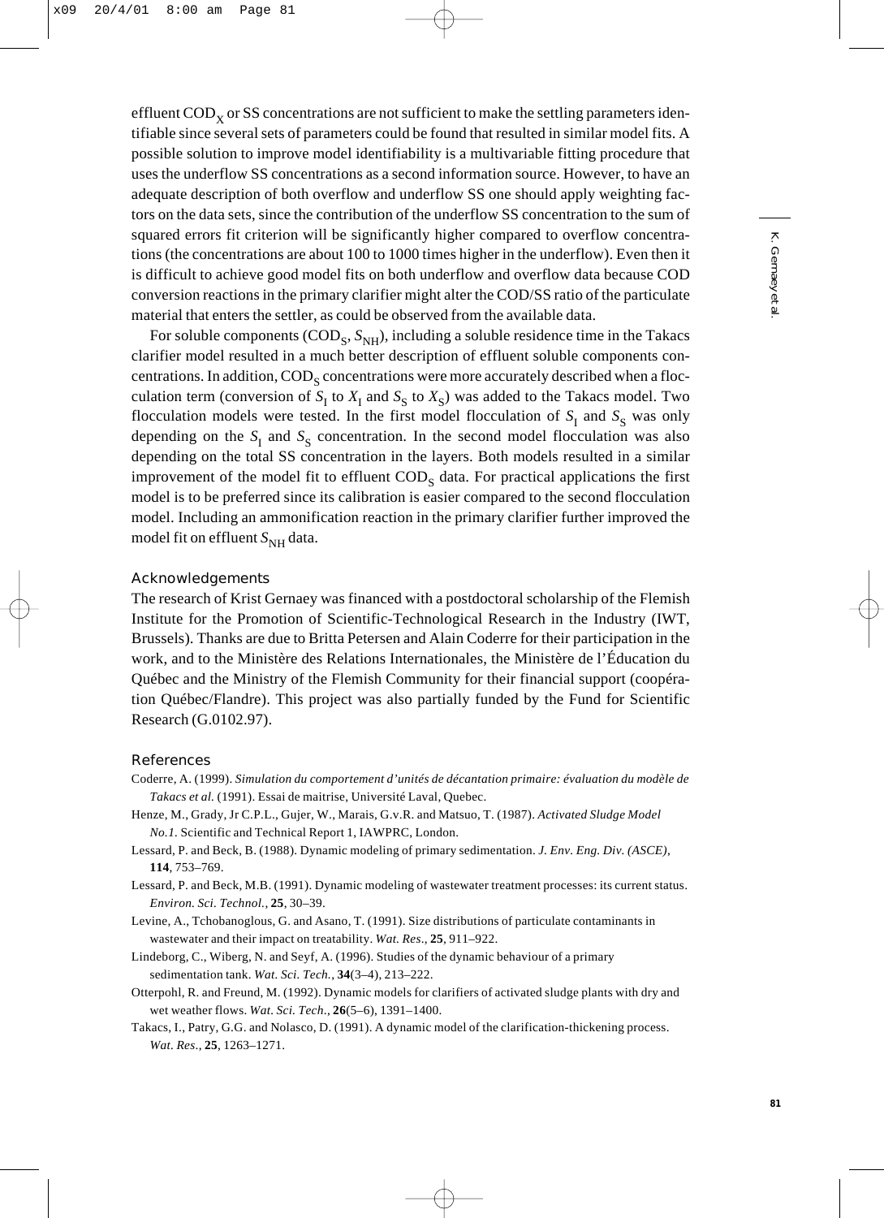effluent $COD_X$ or SS concentrations are not sufficient to make the settling parameters identifiable since several sets of parameters could be found that resulted in similar model fits. A possible solution to improve model identifiability is a multivariable fitting procedure that uses the underflow SS concentrations as a second information source. However, to have an adequate description of both overflow and underflow SS one should apply weighting factors on the data sets, since the contribution of the underflow SS concentration to the sum of squared errors fit criterion will be significantly higher compared to overflow concentrations (the concentrations are about 100 to 1000 times higher in the underflow). Even then it is difficult to achieve good model fits on both underflow and overflow data because COD conversion reactions in the primary clarifier might alter the COD/SS ratio of the particulate material that enters the settler, as could be observed from the available data.

For soluble components ($COD_S$, $S_{NH}$), including a soluble residence time in the Takacs clarifier model resulted in a much better description of effluent soluble components concentrations. In addition, $COD_S$ concentrations were more accurately described when a flocculation term (conversion of $S_I$ to $X_I$ and $S_S$ to $X_S$) was added to the Takacs model. Two flocculation models were tested. In the first model flocculation of $S_I$ and $S_S$ was only depending on the $S_I$ and $S_S$ concentration. In the second model flocculation was also depending on the total SS concentration in the layers. Both models resulted in a similar improvement of the model fit to effluent $COD_S$ data. For practical applications the first model is to be preferred since its calibration is easier compared to the second flocculation model. Including an ammonification reaction in the primary clarifier further improved the model fit on effluent $S_{NH}$ data.

## Acknowledgements

The research of Krist Gernaey was financed with a postdoctoral scholarship of the Flemish Institute for the Promotion of Scientific-Technological Research in the Industry (IWT, Brussels). Thanks are due to Britta Petersen and Alain Coderre for their participation in the work, and to the Ministère des Relations Internationales, the Ministère de l'Éducation du Québec and the Ministry of the Flemish Community for their financial support (coopération Québec/Flandre). This project was also partially funded by the Fund for Scientific Research (G.0102.97).

## References

Coderre, A. (1999). *Simulation du comportement d'unités de décantation primaire: évaluation du modèle de Takacs et al.* (1991). Essai de maitrise, Université Laval, Quebec.

Henze, M., Grady, Jr C.P.L., Gujer, W., Marais, G.v.R. and Matsuo, T. (1987). *Activated Sludge Model No.1.* Scientific and Technical Report 1, IAWPRC, London.

Lessard, P. and Beck, B. (1988). Dynamic modeling of primary sedimentation. *J. Env. Eng. Div. (ASCE)*, **114**, 753–769.

Lessard, P. and Beck, M.B. (1991). Dynamic modeling of wastewater treatment processes: its current status. *Environ. Sci. Technol.*, **25**, 30–39.

Levine, A., Tchobanoglous, G. and Asano, T. (1991). Size distributions of particulate contaminants in wastewater and their impact on treatability. *Wat. Res.*, **25**, 911–922.

Lindeborg, C., Wiberg, N. and Seyf, A. (1996). Studies of the dynamic behaviour of a primary sedimentation tank. *Wat. Sci. Tech.*, **34**(3–4), 213–222.

Otterpohl, R. and Freund, M. (1992). Dynamic models for clarifiers of activated sludge plants with dry and wet weather flows. *Wat. Sci. Tech.*, **26**(5–6), 1391–1400.

Takacs, I., Patry, G.G. and Nolasco, D. (1991). A dynamic model of the clarification-thickening process. *Wat. Res.*, **25**, 1263–1271.